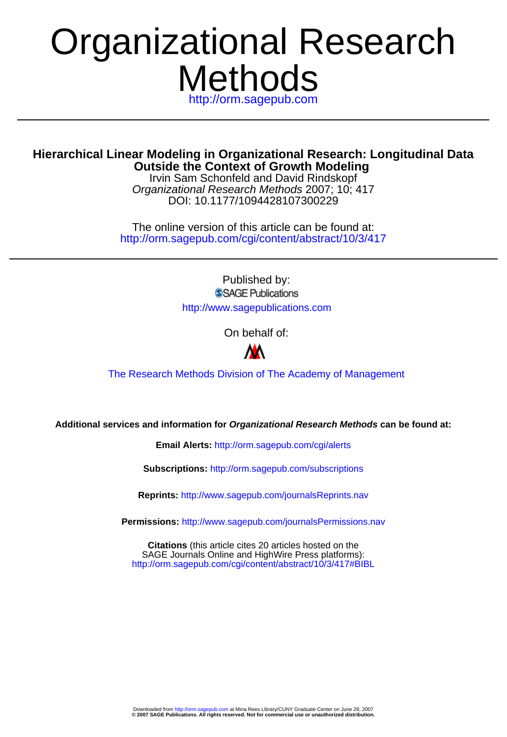# Organizational Research Methods

http://orm.sagepub.com

---

**Hierarchical Linear Modeling in Organizational Research: Longitudinal Data Outside the Context of Growth Modeling**

Irvin Sam Schonfeld and David Rindskopf

*Organizational Research Methods* 2007; 10; 417

DOI: 10.1177/1094428107300229

The online version of this article can be found at:
http://orm.sagepub.com/cgi/content/abstract/10/3/417

---

Published by:

SAGE Publications

http://www.sagepublications.com

On behalf of:

The Research Methods Division of The Academy of Management

**Additional services and information for *Organizational Research Methods* can be found at:**

**Email Alerts:** http://orm.sagepub.com/cgi/alerts

**Subscriptions:** http://orm.sagepub.com/subscriptions

**Reprints:** http://www.sagepub.com/journalsReprints.nav

**Permissions:** http://www.sagepub.com/journalsPermissions.nav

**Citations** (this article cites 20 articles hosted on the SAGE Journals Online and HighWire Press platforms):
http://orm.sagepub.com/cgi/content/abstract/10/3/417#BIBL

Downloaded from http://orm.sagepub.com at Mina Rees Library/CUNY Graduate Center on June 29, 2007
**© 2007 SAGE Publications. All rights reserved. Not for commercial use or unauthorized distribution.**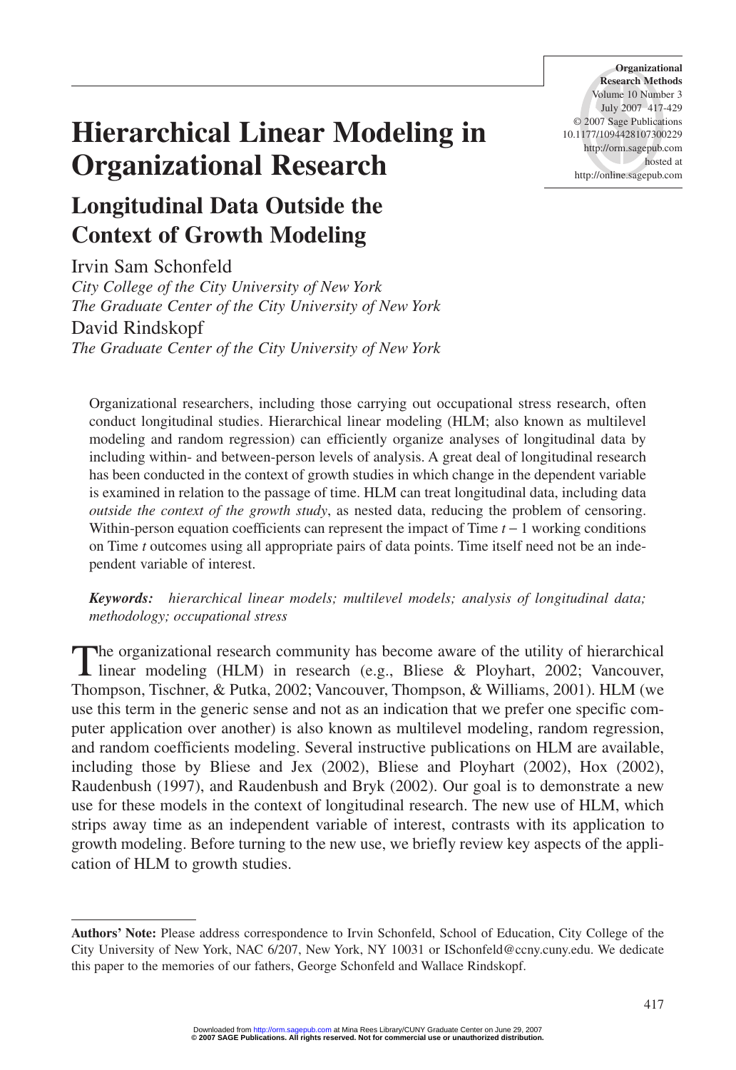# Hierarchical Linear Modeling in Organizational Research

## Longitudinal Data Outside the Context of Growth Modeling

Irvin Sam Schonfeld
*City College of the City University of New York*
*The Graduate Center of the City University of New York*

David Rindskopf
*The Graduate Center of the City University of New York*

Organizational researchers, including those carrying out occupational stress research, often conduct longitudinal studies. Hierarchical linear modeling (HLM; also known as multilevel modeling and random regression) can efficiently organize analyses of longitudinal data by including within- and between-person levels of analysis. A great deal of longitudinal research has been conducted in the context of growth studies in which change in the dependent variable is examined in relation to the passage of time. HLM can treat longitudinal data, including data *outside the context of the growth study*, as nested data, reducing the problem of censoring. Within-person equation coefficients can represent the impact of Time $t - 1$ working conditions on Time $t$ outcomes using all appropriate pairs of data points. Time itself need not be an independent variable of interest.

***Keywords:*** *hierarchical linear models; multilevel models; analysis of longitudinal data; methodology; occupational stress*

The organizational research community has become aware of the utility of hierarchical linear modeling (HLM) in research (e.g., Bliese & Ployhart, 2002; Vancouver, Thompson, Tischner, & Putka, 2002; Vancouver, Thompson, & Williams, 2001). HLM (we use this term in the generic sense and not as an indication that we prefer one specific computer application over another) is also known as multilevel modeling, random regression, and random coefficients modeling. Several instructive publications on HLM are available, including those by Bliese and Jex (2002), Bliese and Ployhart (2002), Hox (2002), Raudenbush (1997), and Raudenbush and Bryk (2002). Our goal is to demonstrate a new use for these models in the context of longitudinal research. The new use of HLM, which strips away time as an independent variable of interest, contrasts with its application to growth modeling. Before turning to the new use, we briefly review key aspects of the application of HLM to growth studies.

---

**Authors' Note:** Please address correspondence to Irvin Schonfeld, School of Education, City College of the City University of New York, NAC 6/207, New York, NY 10031 or ISchonfeld@ccny.cuny.edu. We dedicate this paper to the memories of our fathers, George Schonfeld and Wallace Rindskopf.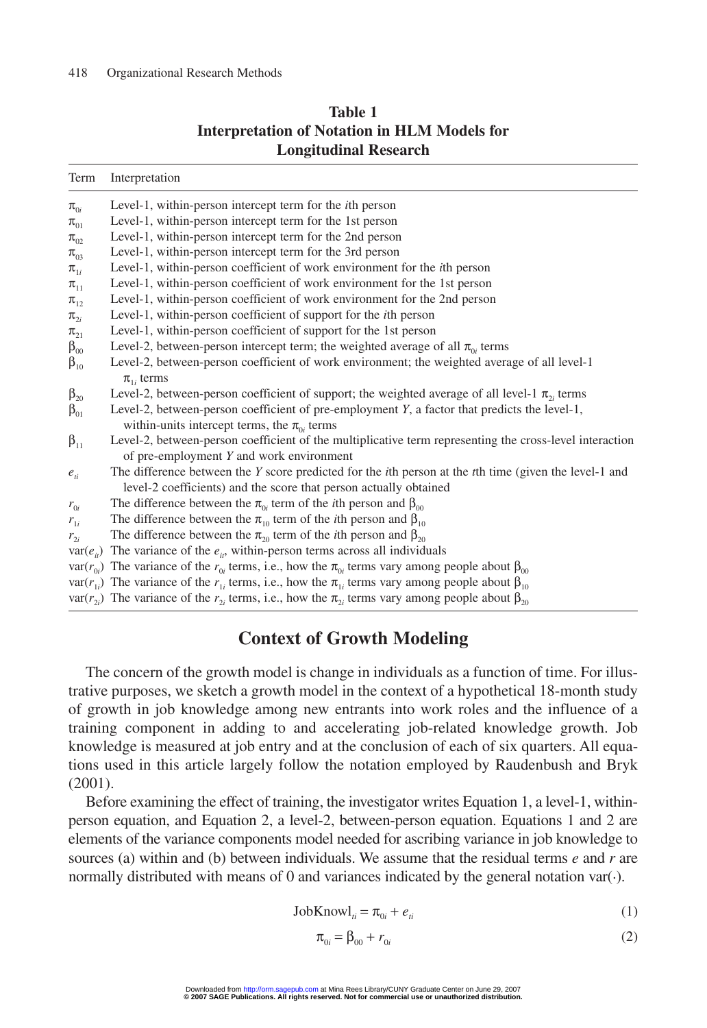**Table 1**
**Interpretation of Notation in HLM Models for Longitudinal Research**

| Term | Interpretation |
|---|---|
| $\pi_{0i}$ | Level-1, within-person intercept term for the *i*th person |
| $\pi_{01}$ | Level-1, within-person intercept term for the 1st person |
| $\pi_{02}$ | Level-1, within-person intercept term for the 2nd person |
| $\pi_{03}$ | Level-1, within-person intercept term for the 3rd person |
| $\pi_{1i}$ | Level-1, within-person coefficient of work environment for the *i*th person |
| $\pi_{11}$ | Level-1, within-person coefficient of work environment for the 1st person |
| $\pi_{12}$ | Level-1, within-person coefficient of work environment for the 2nd person |
| $\pi_{2i}$ | Level-1, within-person coefficient of support for the *i*th person |
| $\pi_{21}$ | Level-1, within-person coefficient of support for the 1st person |
| $\beta_{00}$ | Level-2, between-person intercept term; the weighted average of all $\pi_{0i}$ terms |
| $\beta_{10}$ | Level-2, between-person coefficient of work environment; the weighted average of all level-1 $\pi_{1i}$ terms |
| $\beta_{20}$ | Level-2, between-person coefficient of support; the weighted average of all level-1 $\pi_{2i}$ terms |
| $\beta_{01}$ | Level-2, between-person coefficient of pre-employment *Y*, a factor that predicts the level-1, within-units intercept terms, the $\pi_{0i}$ terms |
| $\beta_{11}$ | Level-2, between-person coefficient of the multiplicative term representing the cross-level interaction of pre-employment *Y* and work environment |
| $e_{ti}$ | The difference between the *Y* score predicted for the *i*th person at the *t*th time (given the level-1 and level-2 coefficients) and the score that person actually obtained |
| $r_{0i}$ | The difference between the $\pi_{0i}$ term of the *i*th person and $\beta_{00}$ |
| $r_{1i}$ | The difference between the $\pi_{10}$ term of the *i*th person and $\beta_{10}$ |
| $r_{2i}$ | The difference between the $\pi_{20}$ term of the *i*th person and $\beta_{20}$ |
| $\text{var}(e_{ti})$ | The variance of the $e_{ti}$, within-person terms across all individuals |
| $\text{var}(r_{0i})$ | The variance of the $r_{0i}$ terms, i.e., how the $\pi_{0i}$ terms vary among people about $\beta_{00}$ |
| $\text{var}(r_{1i})$ | The variance of the $r_{1i}$ terms, i.e., how the $\pi_{1i}$ terms vary among people about $\beta_{10}$ |
| $\text{var}(r_{2i})$ | The variance of the $r_{2i}$ terms, i.e., how the $\pi_{2i}$ terms vary among people about $\beta_{20}$ |

## Context of Growth Modeling

The concern of the growth model is change in individuals as a function of time. For illustrative purposes, we sketch a growth model in the context of a hypothetical 18-month study of growth in job knowledge among new entrants into work roles and the influence of a training component in adding to and accelerating job-related knowledge growth. Job knowledge is measured at job entry and at the conclusion of each of six quarters. All equations used in this article largely follow the notation employed by Raudenbush and Bryk (2001).

Before examining the effect of training, the investigator writes Equation 1, a level-1, within-person equation, and Equation 2, a level-2, between-person equation. Equations 1 and 2 are elements of the variance components model needed for ascribing variance in job knowledge to sources (a) within and (b) between individuals. We assume that the residual terms *e* and *r* are normally distributed with means of 0 and variances indicated by the general notation $\text{var}(\cdot)$.

$$\text{JobKnowl}_{ti} = \pi_{0i} + e_{ti} \tag{1}$$

$$\pi_{0i} = \beta_{00} + r_{0i} \tag{2}$$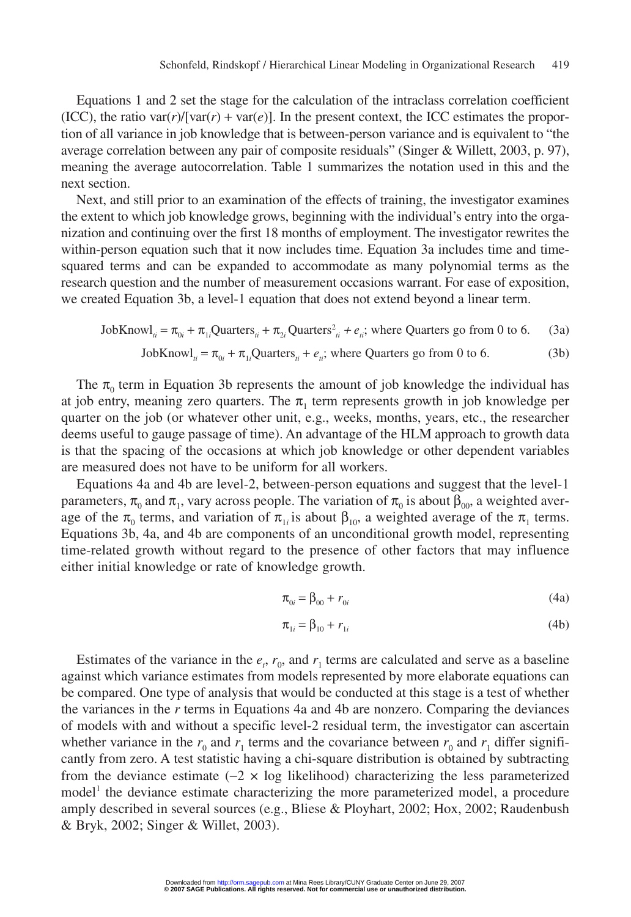Equations 1 and 2 set the stage for the calculation of the intraclass correlation coefficient (ICC), the ratio var($r$)/[var($r$) + var($e$)]. In the present context, the ICC estimates the proportion of all variance in job knowledge that is between-person variance and is equivalent to "the average correlation between any pair of composite residuals" (Singer & Willett, 2003, p. 97), meaning the average autocorrelation. Table 1 summarizes the notation used in this and the next section.

Next, and still prior to an examination of the effects of training, the investigator examines the extent to which job knowledge grows, beginning with the individual's entry into the organization and continuing over the first 18 months of employment. The investigator rewrites the within-person equation such that it now includes time. Equation 3a includes time and time-squared terms and can be expanded to accommodate as many polynomial terms as the research question and the number of measurement occasions warrant. For ease of exposition, we created Equation 3b, a level-1 equation that does not extend beyond a linear term.

$$\text{JobKnowl}_{ti} = \pi_{0i} + \pi_{1i}\text{Quarters}_{ti} + \pi_{2i}\,\text{Quarters}^2_{ti} + e_{ti}\text{; where Quarters go from 0 to 6.} \quad (3a)$$

$$\text{JobKnowl}_{ti} = \pi_{0i} + \pi_{1i}\text{Quarters}_{ti} + e_{ti}\text{; where Quarters go from 0 to 6.} \quad (3b)$$

The $\pi_0$ term in Equation 3b represents the amount of job knowledge the individual has at job entry, meaning zero quarters. The $\pi_1$ term represents growth in job knowledge per quarter on the job (or whatever other unit, e.g., weeks, months, years, etc., the researcher deems useful to gauge passage of time). An advantage of the HLM approach to growth data is that the spacing of the occasions at which job knowledge or other dependent variables are measured does not have to be uniform for all workers.

Equations 4a and 4b are level-2, between-person equations and suggest that the level-1 parameters, $\pi_0$ and $\pi_1$, vary across people. The variation of $\pi_0$ is about $\beta_{00}$, a weighted average of the $\pi_0$ terms, and variation of $\pi_{1i}$ is about $\beta_{10}$, a weighted average of the $\pi_1$ terms. Equations 3b, 4a, and 4b are components of an unconditional growth model, representing time-related growth without regard to the presence of other factors that may influence either initial knowledge or rate of knowledge growth.

$$\pi_{0i} = \beta_{00} + r_{0i} \quad (4a)$$

$$\pi_{1i} = \beta_{10} + r_{1i} \quad (4b)$$

Estimates of the variance in the $e_t$, $r_0$, and $r_1$ terms are calculated and serve as a baseline against which variance estimates from models represented by more elaborate equations can be compared. One type of analysis that would be conducted at this stage is a test of whether the variances in the $r$ terms in Equations 4a and 4b are nonzero. Comparing the deviances of models with and without a specific level-2 residual term, the investigator can ascertain whether variance in the $r_0$ and $r_1$ terms and the covariance between $r_0$ and $r_1$ differ significantly from zero. A test statistic having a chi-square distribution is obtained by subtracting from the deviance estimate ($-2 \times$ log likelihood) characterizing the less parameterized model[1] the deviance estimate characterizing the more parameterized model, a procedure amply described in several sources (e.g., Bliese & Ployhart, 2002; Hox, 2002; Raudenbush & Bryk, 2002; Singer & Willet, 2003).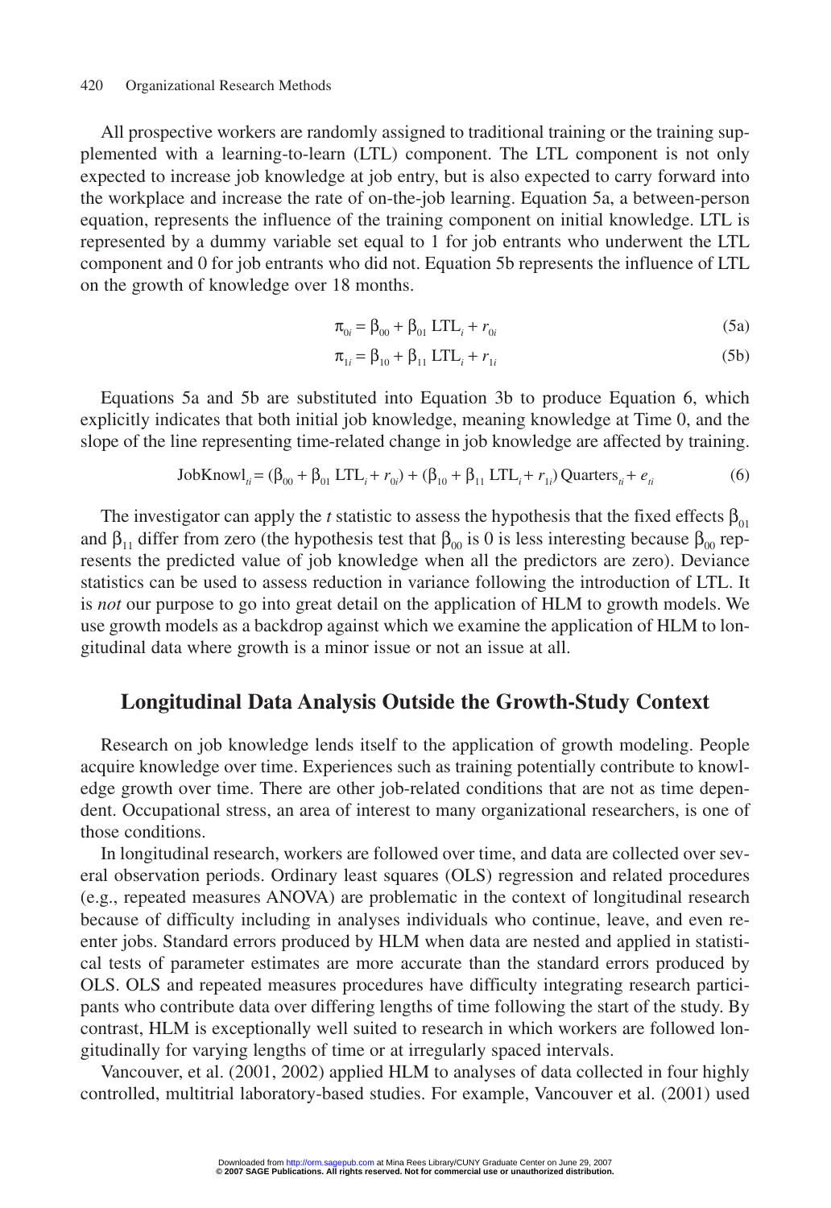All prospective workers are randomly assigned to traditional training or the training supplemented with a learning-to-learn (LTL) component. The LTL component is not only expected to increase job knowledge at job entry, but is also expected to carry forward into the workplace and increase the rate of on-the-job learning. Equation 5a, a between-person equation, represents the influence of the training component on initial knowledge. LTL is represented by a dummy variable set equal to 1 for job entrants who underwent the LTL component and 0 for job entrants who did not. Equation 5b represents the influence of LTL on the growth of knowledge over 18 months.

$$\pi_{0i} = \beta_{00} + \beta_{01}\,\text{LTL}_i + r_{0i} \tag{5a}$$

$$\pi_{1i} = \beta_{10} + \beta_{11}\,\text{LTL}_i + r_{1i} \tag{5b}$$

Equations 5a and 5b are substituted into Equation 3b to produce Equation 6, which explicitly indicates that both initial job knowledge, meaning knowledge at Time 0, and the slope of the line representing time-related change in job knowledge are affected by training.

$$\text{JobKnowl}_{ti} = (\beta_{00} + \beta_{01}\,\text{LTL}_i + r_{0i}) + (\beta_{10} + \beta_{11}\,\text{LTL}_i + r_{1i})\,\text{Quarters}_{ti} + e_{ti} \tag{6}$$

The investigator can apply the *t* statistic to assess the hypothesis that the fixed effects $\beta_{01}$ and $\beta_{11}$ differ from zero (the hypothesis test that $\beta_{00}$ is 0 is less interesting because $\beta_{00}$ represents the predicted value of job knowledge when all the predictors are zero). Deviance statistics can be used to assess reduction in variance following the introduction of LTL. It is *not* our purpose to go into great detail on the application of HLM to growth models. We use growth models as a backdrop against which we examine the application of HLM to longitudinal data where growth is a minor issue or not an issue at all.

## Longitudinal Data Analysis Outside the Growth-Study Context

Research on job knowledge lends itself to the application of growth modeling. People acquire knowledge over time. Experiences such as training potentially contribute to knowledge growth over time. There are other job-related conditions that are not as time dependent. Occupational stress, an area of interest to many organizational researchers, is one of those conditions.

In longitudinal research, workers are followed over time, and data are collected over several observation periods. Ordinary least squares (OLS) regression and related procedures (e.g., repeated measures ANOVA) are problematic in the context of longitudinal research because of difficulty including in analyses individuals who continue, leave, and even reenter jobs. Standard errors produced by HLM when data are nested and applied in statistical tests of parameter estimates are more accurate than the standard errors produced by OLS. OLS and repeated measures procedures have difficulty integrating research participants who contribute data over differing lengths of time following the start of the study. By contrast, HLM is exceptionally well suited to research in which workers are followed longitudinally for varying lengths of time or at irregularly spaced intervals.

Vancouver, et al. (2001, 2002) applied HLM to analyses of data collected in four highly controlled, multitrial laboratory-based studies. For example, Vancouver et al. (2001) used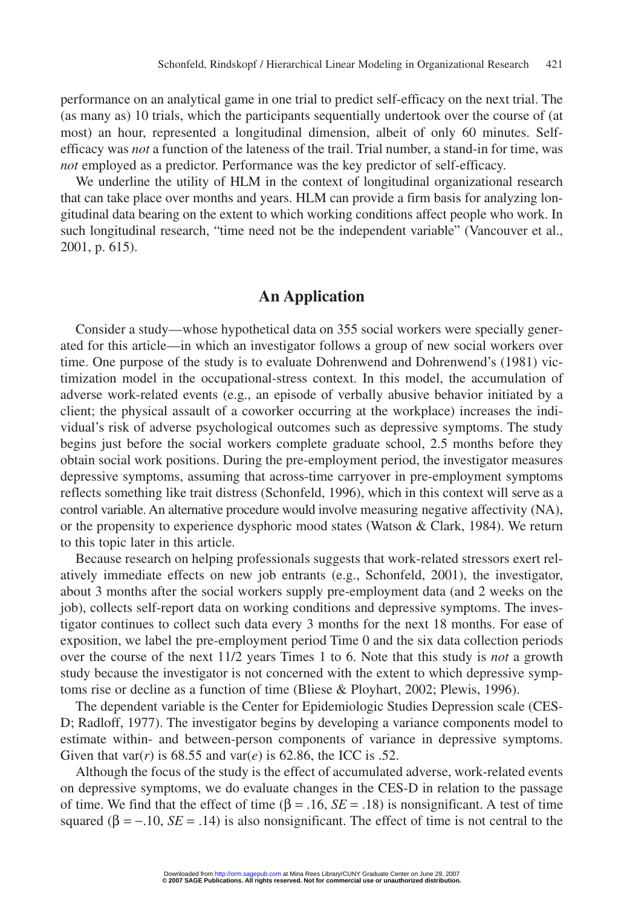performance on an analytical game in one trial to predict self-efficacy on the next trial. The (as many as) 10 trials, which the participants sequentially undertook over the course of (at most) an hour, represented a longitudinal dimension, albeit of only 60 minutes. Self-efficacy was *not* a function of the lateness of the trail. Trial number, a stand-in for time, was *not* employed as a predictor. Performance was the key predictor of self-efficacy.

We underline the utility of HLM in the context of longitudinal organizational research that can take place over months and years. HLM can provide a firm basis for analyzing longitudinal data bearing on the extent to which working conditions affect people who work. In such longitudinal research, "time need not be the independent variable" (Vancouver et al., 2001, p. 615).

## An Application

Consider a study—whose hypothetical data on 355 social workers were specially generated for this article—in which an investigator follows a group of new social workers over time. One purpose of the study is to evaluate Dohrenwend and Dohrenwend's (1981) victimization model in the occupational-stress context. In this model, the accumulation of adverse work-related events (e.g., an episode of verbally abusive behavior initiated by a client; the physical assault of a coworker occurring at the workplace) increases the individual's risk of adverse psychological outcomes such as depressive symptoms. The study begins just before the social workers complete graduate school, 2.5 months before they obtain social work positions. During the pre-employment period, the investigator measures depressive symptoms, assuming that across-time carryover in pre-employment symptoms reflects something like trait distress (Schonfeld, 1996), which in this context will serve as a control variable. An alternative procedure would involve measuring negative affectivity (NA), or the propensity to experience dysphoric mood states (Watson & Clark, 1984). We return to this topic later in this article.

Because research on helping professionals suggests that work-related stressors exert relatively immediate effects on new job entrants (e.g., Schonfeld, 2001), the investigator, about 3 months after the social workers supply pre-employment data (and 2 weeks on the job), collects self-report data on working conditions and depressive symptoms. The investigator continues to collect such data every 3 months for the next 18 months. For ease of exposition, we label the pre-employment period Time 0 and the six data collection periods over the course of the next 11/2 years Times 1 to 6. Note that this study is *not* a growth study because the investigator is not concerned with the extent to which depressive symptoms rise or decline as a function of time (Bliese & Ployhart, 2002; Plewis, 1996).

The dependent variable is the Center for Epidemiologic Studies Depression scale (CES-D; Radloff, 1977). The investigator begins by developing a variance components model to estimate within- and between-person components of variance in depressive symptoms. Given that var($r$) is 68.55 and var($e$) is 62.86, the ICC is .52.

Although the focus of the study is the effect of accumulated adverse, work-related events on depressive symptoms, we do evaluate changes in the CES-D in relation to the passage of time. We find that the effect of time ($\beta = .16$, $SE = .18$) is nonsignificant. A test of time squared ($\beta = -.10$, $SE = .14$) is also nonsignificant. The effect of time is not central to the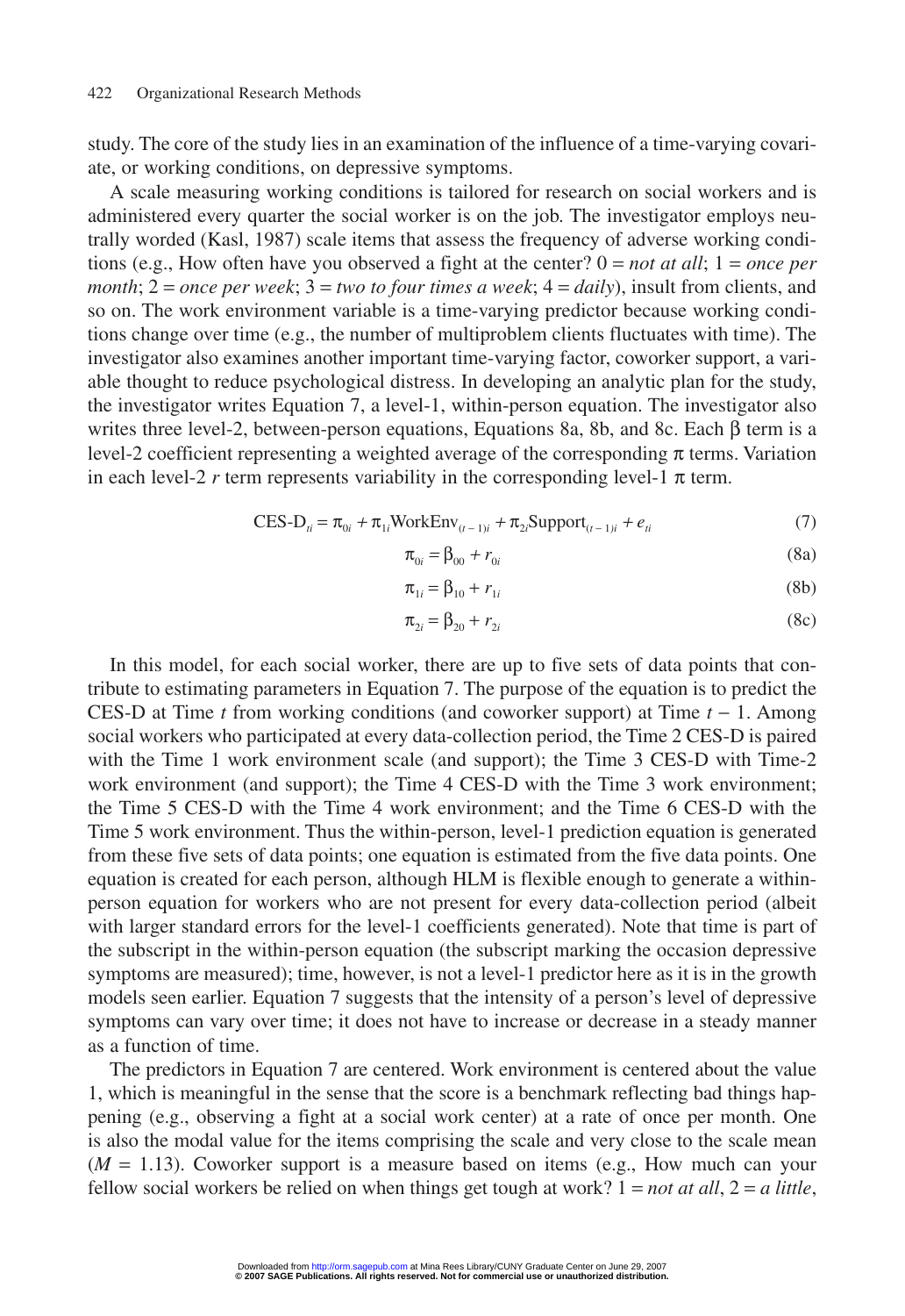study. The core of the study lies in an examination of the influence of a time-varying covariate, or working conditions, on depressive symptoms.

A scale measuring working conditions is tailored for research on social workers and is administered every quarter the social worker is on the job. The investigator employs neutrally worded (Kasl, 1987) scale items that assess the frequency of adverse working conditions (e.g., How often have you observed a fight at the center? 0 = *not at all*; 1 = *once per month*; 2 = *once per week*; 3 = *two to four times a week*; 4 = *daily*), insult from clients, and so on. The work environment variable is a time-varying predictor because working conditions change over time (e.g., the number of multiproblem clients fluctuates with time). The investigator also examines another important time-varying factor, coworker support, a variable thought to reduce psychological distress. In developing an analytic plan for the study, the investigator writes Equation 7, a level-1, within-person equation. The investigator also writes three level-2, between-person equations, Equations 8a, 8b, and 8c. Each $\beta$ term is a level-2 coefficient representing a weighted average of the corresponding $\pi$ terms. Variation in each level-2 $r$ term represents variability in the corresponding level-1 $\pi$ term.

$$\text{CES-D}_{ti} = \pi_{0i} + \pi_{1i}\text{WorkEnv}_{(t-1)i} + \pi_{2i}\text{Support}_{(t-1)i} + e_{ti} \tag{7}$$

$$\pi_{0i} = \beta_{00} + r_{0i} \tag{8a}$$

$$\pi_{1i} = \beta_{10} + r_{1i} \tag{8b}$$

$$\pi_{2i} = \beta_{20} + r_{2i} \tag{8c}$$

In this model, for each social worker, there are up to five sets of data points that contribute to estimating parameters in Equation 7. The purpose of the equation is to predict the CES-D at Time $t$ from working conditions (and coworker support) at Time $t - 1$. Among social workers who participated at every data-collection period, the Time 2 CES-D is paired with the Time 1 work environment scale (and support); the Time 3 CES-D with Time-2 work environment (and support); the Time 4 CES-D with the Time 3 work environment; the Time 5 CES-D with the Time 4 work environment; and the Time 6 CES-D with the Time 5 work environment. Thus the within-person, level-1 prediction equation is generated from these five sets of data points; one equation is estimated from the five data points. One equation is created for each person, although HLM is flexible enough to generate a within-person equation for workers who are not present for every data-collection period (albeit with larger standard errors for the level-1 coefficients generated). Note that time is part of the subscript in the within-person equation (the subscript marking the occasion depressive symptoms are measured); time, however, is not a level-1 predictor here as it is in the growth models seen earlier. Equation 7 suggests that the intensity of a person's level of depressive symptoms can vary over time; it does not have to increase or decrease in a steady manner as a function of time.

The predictors in Equation 7 are centered. Work environment is centered about the value 1, which is meaningful in the sense that the score is a benchmark reflecting bad things happening (e.g., observing a fight at a social work center) at a rate of once per month. One is also the modal value for the items comprising the scale and very close to the scale mean ($M = 1.13$). Coworker support is a measure based on items (e.g., How much can your fellow social workers be relied on when things get tough at work? 1 = *not at all*, 2 = *a little*,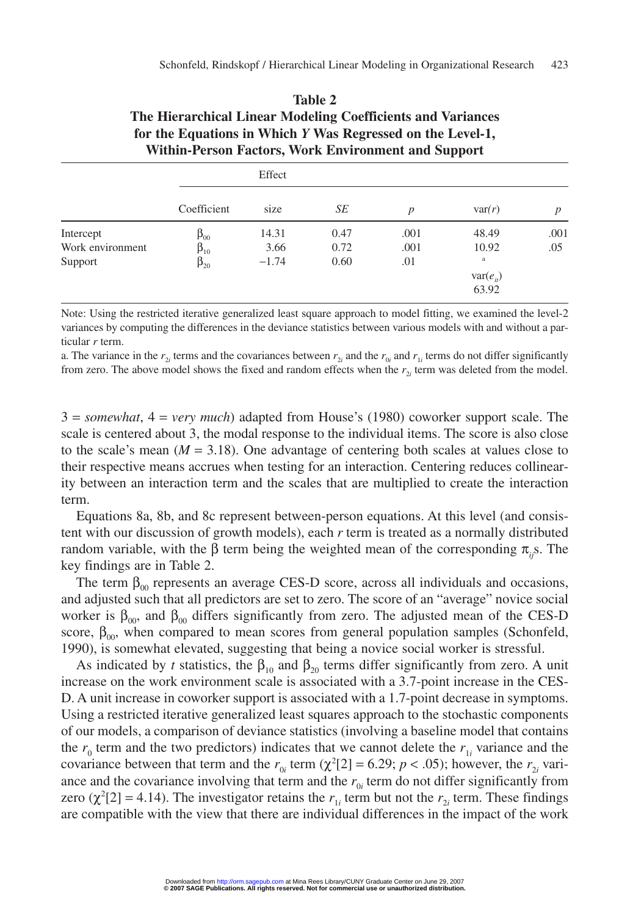**Table 2**
**The Hierarchical Linear Modeling Coefficients and Variances for the Equations in Which *Y* Was Regressed on the Level-1, Within-Person Factors, Work Environment and Support**

| | Coefficient | Effect size | *SE* | *p* | var(*r*) | *p* |
|---|---|---|---|---|---|---|
| Intercept | $\beta_{00}$ | 14.31 | 0.47 | .001 | 48.49 | .001 |
| Work environment | $\beta_{10}$ | 3.66 | 0.72 | .001 | 10.92 | .05 |
| Support | $\beta_{20}$ | −1.74 | 0.60 | .01 | [a] | |
| | | | | | var($e_{it}$) | |
| | | | | | 63.92 | |

Note: Using the restricted iterative generalized least square approach to model fitting, we examined the level-2 variances by computing the differences in the deviance statistics between various models with and without a particular *r* term.

a. The variance in the $r_{2i}$ terms and the covariances between $r_{2i}$ and the $r_{0i}$ and $r_{1i}$ terms do not differ significantly from zero. The above model shows the fixed and random effects when the $r_{2i}$ term was deleted from the model.

3 = *somewhat*, 4 = *very much*) adapted from House's (1980) coworker support scale. The scale is centered about 3, the modal response to the individual items. The score is also close to the scale's mean ($M = 3.18$). One advantage of centering both scales at values close to their respective means accrues when testing for an interaction. Centering reduces collinearity between an interaction term and the scales that are multiplied to create the interaction term.

Equations 8a, 8b, and 8c represent between-person equations. At this level (and consistent with our discussion of growth models), each *r* term is treated as a normally distributed random variable, with the β term being the weighted mean of the corresponding $\pi_{ij}$s. The key findings are in Table 2.

The term $\beta_{00}$ represents an average CES-D score, across all individuals and occasions, and adjusted such that all predictors are set to zero. The score of an "average" novice social worker is $\beta_{00}$, and $\beta_{00}$ differs significantly from zero. The adjusted mean of the CES-D score, $\beta_{00}$, when compared to mean scores from general population samples (Schonfeld, 1990), is somewhat elevated, suggesting that being a novice social worker is stressful.

As indicated by *t* statistics, the $\beta_{10}$ and $\beta_{20}$ terms differ significantly from zero. A unit increase on the work environment scale is associated with a 3.7-point increase in the CES-D. A unit increase in coworker support is associated with a 1.7-point decrease in symptoms. Using a restricted iterative generalized least squares approach to the stochastic components of our models, a comparison of deviance statistics (involving a baseline model that contains the $r_0$ term and the two predictors) indicates that we cannot delete the $r_{1i}$ variance and the covariance between that term and the $r_{0i}$ term ($\chi^2[2] = 6.29$; $p < .05$); however, the $r_{2i}$ variance and the covariance involving that term and the $r_{0i}$ term do not differ significantly from zero ($\chi^2[2] = 4.14$). The investigator retains the $r_{1i}$ term but not the $r_{2i}$ term. These findings are compatible with the view that there are individual differences in the impact of the work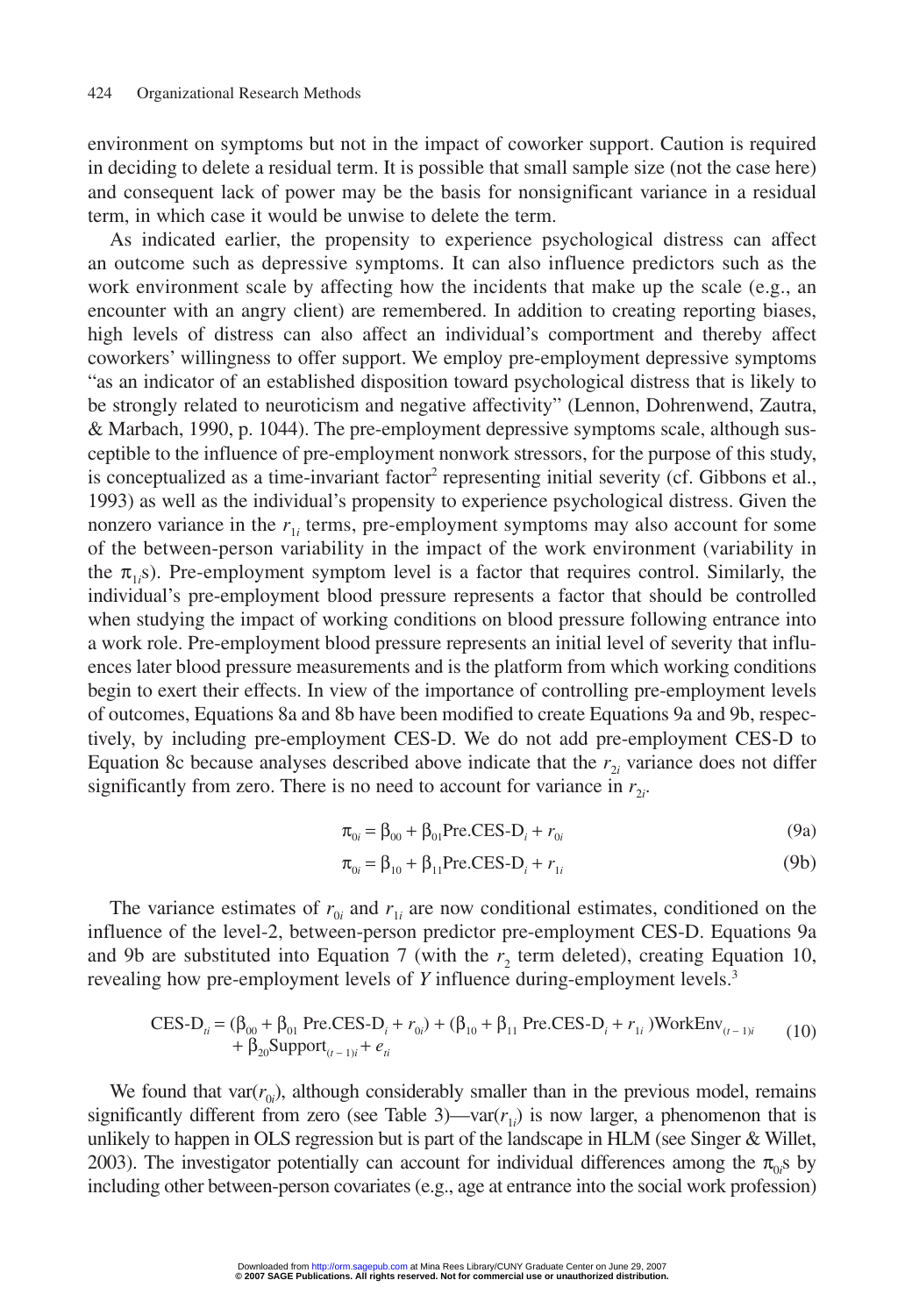environment on symptoms but not in the impact of coworker support. Caution is required in deciding to delete a residual term. It is possible that small sample size (not the case here) and consequent lack of power may be the basis for nonsignificant variance in a residual term, in which case it would be unwise to delete the term.

As indicated earlier, the propensity to experience psychological distress can affect an outcome such as depressive symptoms. It can also influence predictors such as the work environment scale by affecting how the incidents that make up the scale (e.g., an encounter with an angry client) are remembered. In addition to creating reporting biases, high levels of distress can also affect an individual's comportment and thereby affect coworkers' willingness to offer support. We employ pre-employment depressive symptoms "as an indicator of an established disposition toward psychological distress that is likely to be strongly related to neuroticism and negative affectivity" (Lennon, Dohrenwend, Zautra, & Marbach, 1990, p. 1044). The pre-employment depressive symptoms scale, although susceptible to the influence of pre-employment nonwork stressors, for the purpose of this study, is conceptualized as a time-invariant factor[2] representing initial severity (cf. Gibbons et al., 1993) as well as the individual's propensity to experience psychological distress. Given the nonzero variance in the $r_{1i}$ terms, pre-employment symptoms may also account for some of the between-person variability in the impact of the work environment (variability in the $\pi_{1i}$s). Pre-employment symptom level is a factor that requires control. Similarly, the individual's pre-employment blood pressure represents a factor that should be controlled when studying the impact of working conditions on blood pressure following entrance into a work role. Pre-employment blood pressure represents an initial level of severity that influences later blood pressure measurements and is the platform from which working conditions begin to exert their effects. In view of the importance of controlling pre-employment levels of outcomes, Equations 8a and 8b have been modified to create Equations 9a and 9b, respectively, by including pre-employment CES-D. We do not add pre-employment CES-D to Equation 8c because analyses described above indicate that the $r_{2i}$ variance does not differ significantly from zero. There is no need to account for variance in $r_{2i}$.

$$\pi_{0i} = \beta_{00} + \beta_{01}\text{Pre.CES-D}_i + r_{0i} \tag{9a}$$

$$\pi_{0i} = \beta_{10} + \beta_{11}\text{Pre.CES-D}_i + r_{1i} \tag{9b}$$

The variance estimates of $r_{0i}$ and $r_{1i}$ are now conditional estimates, conditioned on the influence of the level-2, between-person predictor pre-employment CES-D. Equations 9a and 9b are substituted into Equation 7 (with the $r_2$ term deleted), creating Equation 10, revealing how pre-employment levels of $Y$ influence during-employment levels.[3]

$$\begin{aligned}\text{CES-D}_{ti} = {} & (\beta_{00} + \beta_{01}\text{ Pre.CES-D}_i + r_{0i}) + (\beta_{10} + \beta_{11}\text{ Pre.CES-D}_i + r_{1i})\text{WorkEnv}_{(t-1)i} \\ & + \beta_{20}\text{Support}_{(t-1)i} + e_{ti}\end{aligned} \tag{10}$$

We found that var($r_{0i}$), although considerably smaller than in the previous model, remains significantly different from zero (see Table 3)—var($r_{1i}$) is now larger, a phenomenon that is unlikely to happen in OLS regression but is part of the landscape in HLM (see Singer & Willet, 2003). The investigator potentially can account for individual differences among the $\pi_{0i}$s by including other between-person covariates (e.g., age at entrance into the social work profession)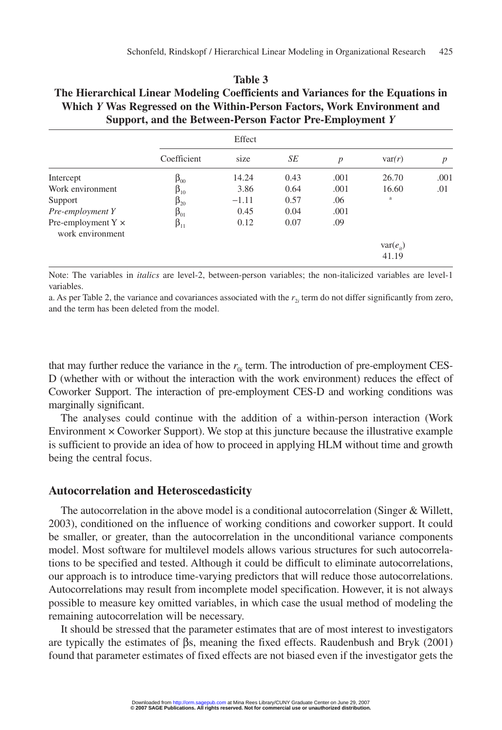**Table 3**
**The Hierarchical Linear Modeling Coefficients and Variances for the Equations in Which *Y* Was Regressed on the Within-Person Factors, Work Environment and Support, and the Between-Person Factor Pre-Employment *Y***

| | Coefficient | Effect size | *SE* | *p* | var(*r*) | *p* |
|---|---|---|---|---|---|---|
| Intercept | $\beta_{00}$ | 14.24 | 0.43 | .001 | 26.70 | .001 |
| Work environment | $\beta_{10}$ | 3.86 | 0.64 | .001 | 16.60 | .01 |
| Support | $\beta_{20}$ | −1.11 | 0.57 | .06 | [a] | |
| *Pre-employment Y* | $\beta_{01}$ | 0.45 | 0.04 | .001 | | |
| Pre-employment Y × work environment | $\beta_{11}$ | 0.12 | 0.07 | .09 | | |
| | | | | | $\text{var}(e_{it})$ 41.19 | |

Note: The variables in *italics* are level-2, between-person variables; the non-italicized variables are level-1 variables.

a. As per Table 2, the variance and covariances associated with the $r_{2i}$ term do not differ significantly from zero, and the term has been deleted from the model.

that may further reduce the variance in the $r_{0i}$ term. The introduction of pre-employment CES-D (whether with or without the interaction with the work environment) reduces the effect of Coworker Support. The interaction of pre-employment CES-D and working conditions was marginally significant.

The analyses could continue with the addition of a within-person interaction (Work Environment × Coworker Support). We stop at this juncture because the illustrative example is sufficient to provide an idea of how to proceed in applying HLM without time and growth being the central focus.

## Autocorrelation and Heteroscedasticity

The autocorrelation in the above model is a conditional autocorrelation (Singer & Willett, 2003), conditioned on the influence of working conditions and coworker support. It could be smaller, or greater, than the autocorrelation in the unconditional variance components model. Most software for multilevel models allows various structures for such autocorrelations to be specified and tested. Although it could be difficult to eliminate autocorrelations, our approach is to introduce time-varying predictors that will reduce those autocorrelations. Autocorrelations may result from incomplete model specification. However, it is not always possible to measure key omitted variables, in which case the usual method of modeling the remaining autocorrelation will be necessary.

It should be stressed that the parameter estimates that are of most interest to investigators are typically the estimates of βs, meaning the fixed effects. Raudenbush and Bryk (2001) found that parameter estimates of fixed effects are not biased even if the investigator gets the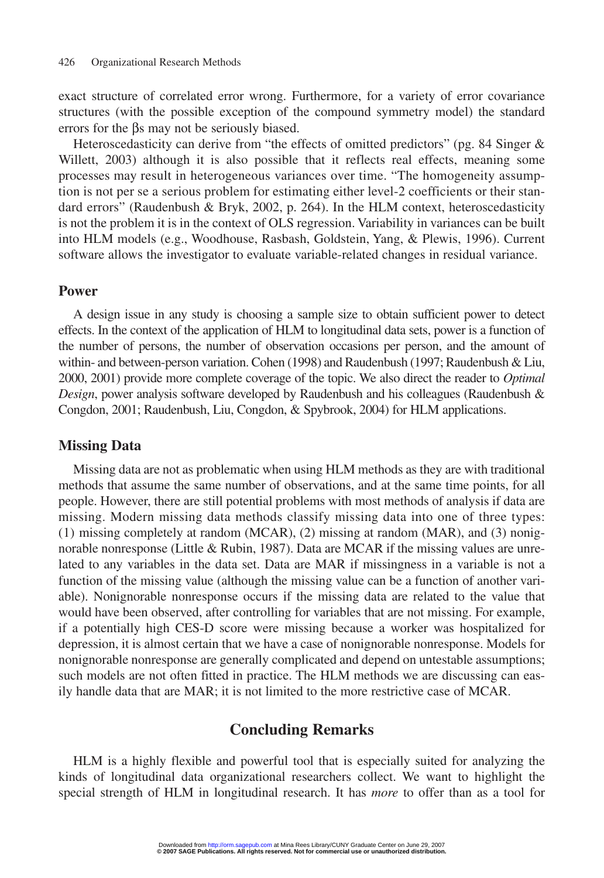exact structure of correlated error wrong. Furthermore, for a variety of error covariance structures (with the possible exception of the compound symmetry model) the standard errors for the $\beta$s may not be seriously biased.

Heteroscedasticity can derive from "the effects of omitted predictors" (pg. 84 Singer & Willett, 2003) although it is also possible that it reflects real effects, meaning some processes may result in heterogeneous variances over time. "The homogeneity assumption is not per se a serious problem for estimating either level-2 coefficients or their standard errors" (Raudenbush & Bryk, 2002, p. 264). In the HLM context, heteroscedasticity is not the problem it is in the context of OLS regression. Variability in variances can be built into HLM models (e.g., Woodhouse, Rasbash, Goldstein, Yang, & Plewis, 1996). Current software allows the investigator to evaluate variable-related changes in residual variance.

## Power

A design issue in any study is choosing a sample size to obtain sufficient power to detect effects. In the context of the application of HLM to longitudinal data sets, power is a function of the number of persons, the number of observation occasions per person, and the amount of within- and between-person variation. Cohen (1998) and Raudenbush (1997; Raudenbush & Liu, 2000, 2001) provide more complete coverage of the topic. We also direct the reader to *Optimal Design*, power analysis software developed by Raudenbush and his colleagues (Raudenbush & Congdon, 2001; Raudenbush, Liu, Congdon, & Spybrook, 2004) for HLM applications.

## Missing Data

Missing data are not as problematic when using HLM methods as they are with traditional methods that assume the same number of observations, and at the same time points, for all people. However, there are still potential problems with most methods of analysis if data are missing. Modern missing data methods classify missing data into one of three types: (1) missing completely at random (MCAR), (2) missing at random (MAR), and (3) nonignorable nonresponse (Little & Rubin, 1987). Data are MCAR if the missing values are unrelated to any variables in the data set. Data are MAR if missingness in a variable is not a function of the missing value (although the missing value can be a function of another variable). Nonignorable nonresponse occurs if the missing data are related to the value that would have been observed, after controlling for variables that are not missing. For example, if a potentially high CES-D score were missing because a worker was hospitalized for depression, it is almost certain that we have a case of nonignorable nonresponse. Models for nonignorable nonresponse are generally complicated and depend on untestable assumptions; such models are not often fitted in practice. The HLM methods we are discussing can easily handle data that are MAR; it is not limited to the more restrictive case of MCAR.

# Concluding Remarks

HLM is a highly flexible and powerful tool that is especially suited for analyzing the kinds of longitudinal data organizational researchers collect. We want to highlight the special strength of HLM in longitudinal research. It has *more* to offer than as a tool for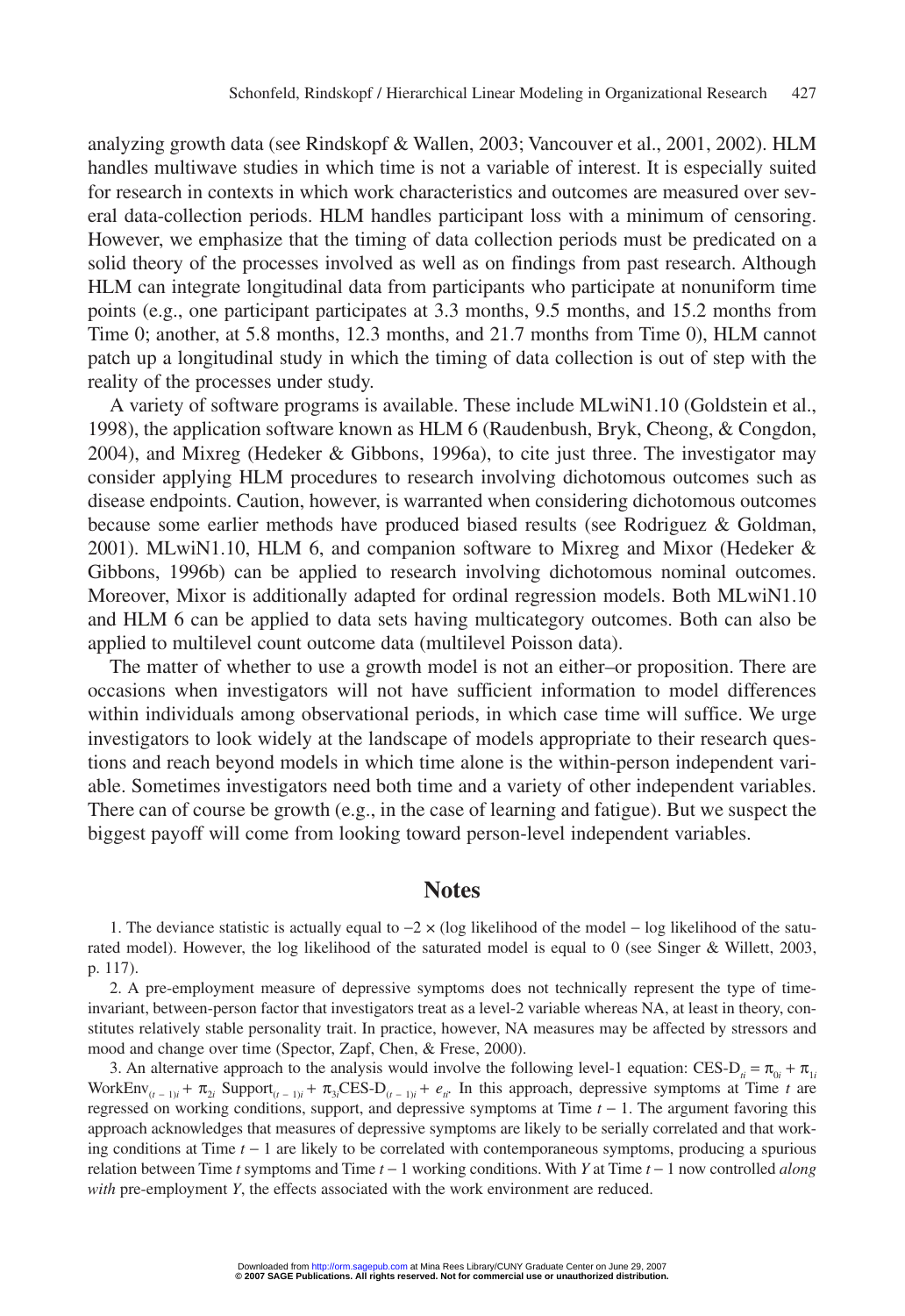analyzing growth data (see Rindskopf & Wallen, 2003; Vancouver et al., 2001, 2002). HLM handles multiwave studies in which time is not a variable of interest. It is especially suited for research in contexts in which work characteristics and outcomes are measured over several data-collection periods. HLM handles participant loss with a minimum of censoring. However, we emphasize that the timing of data collection periods must be predicated on a solid theory of the processes involved as well as on findings from past research. Although HLM can integrate longitudinal data from participants who participate at nonuniform time points (e.g., one participant participates at 3.3 months, 9.5 months, and 15.2 months from Time 0; another, at 5.8 months, 12.3 months, and 21.7 months from Time 0), HLM cannot patch up a longitudinal study in which the timing of data collection is out of step with the reality of the processes under study.

A variety of software programs is available. These include MLwiN1.10 (Goldstein et al., 1998), the application software known as HLM 6 (Raudenbush, Bryk, Cheong, & Congdon, 2004), and Mixreg (Hedeker & Gibbons, 1996a), to cite just three. The investigator may consider applying HLM procedures to research involving dichotomous outcomes such as disease endpoints. Caution, however, is warranted when considering dichotomous outcomes because some earlier methods have produced biased results (see Rodriguez & Goldman, 2001). MLwiN1.10, HLM 6, and companion software to Mixreg and Mixor (Hedeker & Gibbons, 1996b) can be applied to research involving dichotomous nominal outcomes. Moreover, Mixor is additionally adapted for ordinal regression models. Both MLwiN1.10 and HLM 6 can be applied to data sets having multicategory outcomes. Both can also be applied to multilevel count outcome data (multilevel Poisson data).

The matter of whether to use a growth model is not an either–or proposition. There are occasions when investigators will not have sufficient information to model differences within individuals among observational periods, in which case time will suffice. We urge investigators to look widely at the landscape of models appropriate to their research questions and reach beyond models in which time alone is the within-person independent variable. Sometimes investigators need both time and a variety of other independent variables. There can of course be growth (e.g., in the case of learning and fatigue). But we suspect the biggest payoff will come from looking toward person-level independent variables.

## Notes

1. The deviance statistic is actually equal to $-2 \times$ (log likelihood of the model − log likelihood of the saturated model). However, the log likelihood of the saturated model is equal to 0 (see Singer & Willett, 2003, p. 117).

2. A pre-employment measure of depressive symptoms does not technically represent the type of time-invariant, between-person factor that investigators treat as a level-2 variable whereas NA, at least in theory, constitutes relatively stable personality trait. In practice, however, NA measures may be affected by stressors and mood and change over time (Spector, Zapf, Chen, & Frese, 2000).

3. An alternative approach to the analysis would involve the following level-1 equation: $\text{CES-D}_{ti} = \pi_{0i} + \pi_{1i}\,\text{WorkEnv}_{(t-1)i} + \pi_{2i}\,\text{Support}_{(t-1)i} + \pi_{3i}\text{CES-D}_{(t-1)i} + e_{ti}$. In this approach, depressive symptoms at Time $t$ are regressed on working conditions, support, and depressive symptoms at Time $t - 1$. The argument favoring this approach acknowledges that measures of depressive symptoms are likely to be serially correlated and that working conditions at Time $t - 1$ are likely to be correlated with contemporaneous symptoms, producing a spurious relation between Time $t$ symptoms and Time $t - 1$ working conditions. With $Y$ at Time $t - 1$ now controlled *along with* pre-employment $Y$, the effects associated with the work environment are reduced.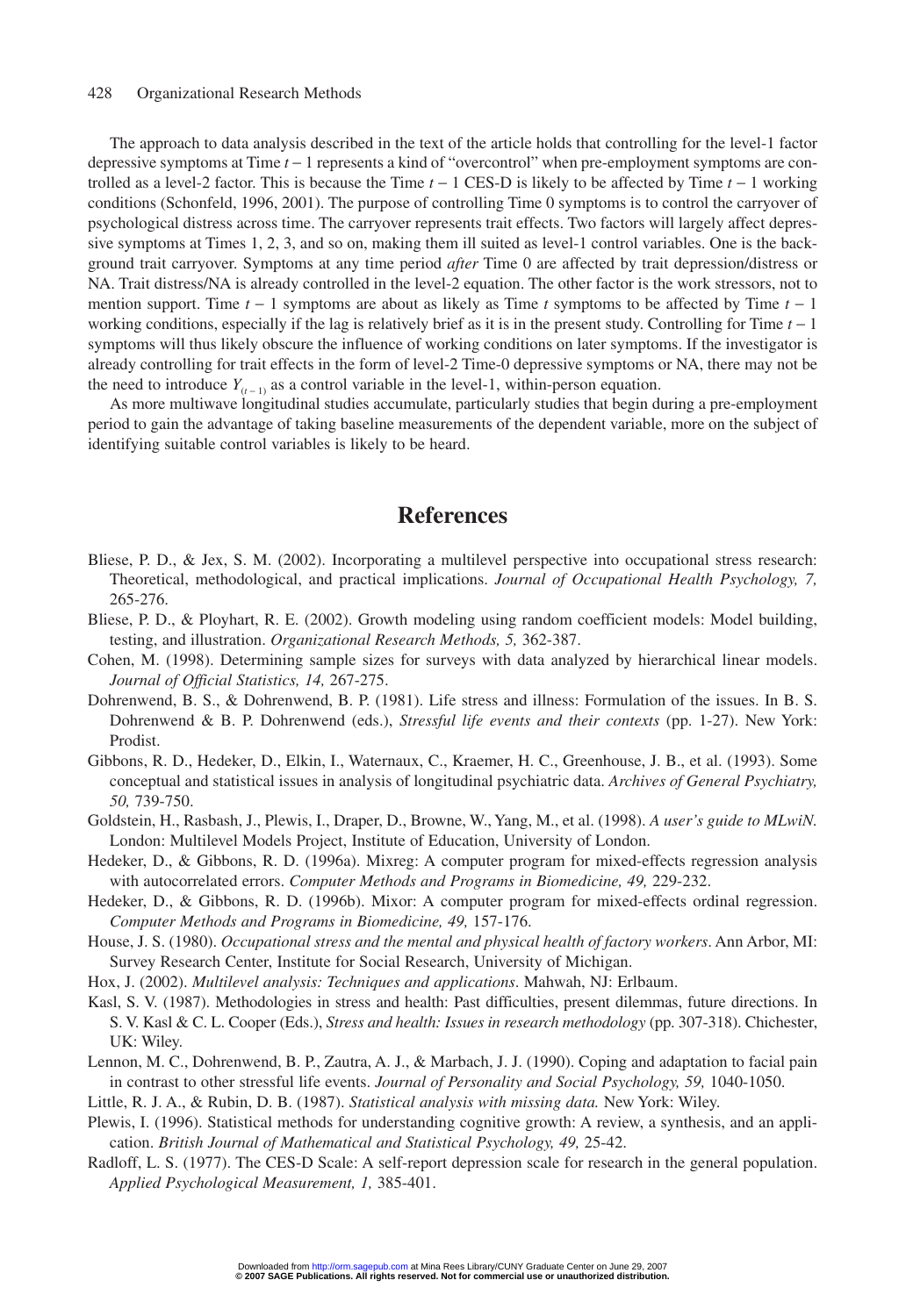The approach to data analysis described in the text of the article holds that controlling for the level-1 factor depressive symptoms at Time $t-1$ represents a kind of "overcontrol" when pre-employment symptoms are controlled as a level-2 factor. This is because the Time $t-1$ CES-D is likely to be affected by Time $t-1$ working conditions (Schonfeld, 1996, 2001). The purpose of controlling Time 0 symptoms is to control the carryover of psychological distress across time. The carryover represents trait effects. Two factors will largely affect depressive symptoms at Times 1, 2, 3, and so on, making them ill suited as level-1 control variables. One is the background trait carryover. Symptoms at any time period *after* Time 0 are affected by trait depression/distress or NA. Trait distress/NA is already controlled in the level-2 equation. The other factor is the work stressors, not to mention support. Time $t-1$ symptoms are about as likely as Time $t$ symptoms to be affected by Time $t-1$ working conditions, especially if the lag is relatively brief as it is in the present study. Controlling for Time $t-1$ symptoms will thus likely obscure the influence of working conditions on later symptoms. If the investigator is already controlling for trait effects in the form of level-2 Time-0 depressive symptoms or NA, there may not be the need to introduce $Y_{(t-1)}$ as a control variable in the level-1, within-person equation.

As more multiwave longitudinal studies accumulate, particularly studies that begin during a pre-employment period to gain the advantage of taking baseline measurements of the dependent variable, more on the subject of identifying suitable control variables is likely to be heard.

## References

Bliese, P. D., & Jex, S. M. (2002). Incorporating a multilevel perspective into occupational stress research: Theoretical, methodological, and practical implications. *Journal of Occupational Health Psychology, 7,* 265-276.

Bliese, P. D., & Ployhart, R. E. (2002). Growth modeling using random coefficient models: Model building, testing, and illustration. *Organizational Research Methods, 5,* 362-387.

Cohen, M. (1998). Determining sample sizes for surveys with data analyzed by hierarchical linear models. *Journal of Official Statistics, 14,* 267-275.

Dohrenwend, B. S., & Dohrenwend, B. P. (1981). Life stress and illness: Formulation of the issues. In B. S. Dohrenwend & B. P. Dohrenwend (eds.), *Stressful life events and their contexts* (pp. 1-27). New York: Prodist.

Gibbons, R. D., Hedeker, D., Elkin, I., Waternaux, C., Kraemer, H. C., Greenhouse, J. B., et al. (1993). Some conceptual and statistical issues in analysis of longitudinal psychiatric data. *Archives of General Psychiatry, 50,* 739-750.

Goldstein, H., Rasbash, J., Plewis, I., Draper, D., Browne, W., Yang, M., et al. (1998). *A user's guide to MLwiN.* London: Multilevel Models Project, Institute of Education, University of London.

Hedeker, D., & Gibbons, R. D. (1996a). Mixreg: A computer program for mixed-effects regression analysis with autocorrelated errors. *Computer Methods and Programs in Biomedicine, 49,* 229-232.

Hedeker, D., & Gibbons, R. D. (1996b). Mixor: A computer program for mixed-effects ordinal regression. *Computer Methods and Programs in Biomedicine, 49,* 157-176.

House, J. S. (1980). *Occupational stress and the mental and physical health of factory workers*. Ann Arbor, MI: Survey Research Center, Institute for Social Research, University of Michigan.

Hox, J. (2002). *Multilevel analysis: Techniques and applications*. Mahwah, NJ: Erlbaum.

Kasl, S. V. (1987). Methodologies in stress and health: Past difficulties, present dilemmas, future directions. In S. V. Kasl & C. L. Cooper (Eds.), *Stress and health: Issues in research methodology* (pp. 307-318). Chichester, UK: Wiley.

Lennon, M. C., Dohrenwend, B. P., Zautra, A. J., & Marbach, J. J. (1990). Coping and adaptation to facial pain in contrast to other stressful life events. *Journal of Personality and Social Psychology, 59,* 1040-1050.

Little, R. J. A., & Rubin, D. B. (1987). *Statistical analysis with missing data.* New York: Wiley.

Plewis, I. (1996). Statistical methods for understanding cognitive growth: A review, a synthesis, and an application. *British Journal of Mathematical and Statistical Psychology, 49,* 25-42.

Radloff, L. S. (1977). The CES-D Scale: A self-report depression scale for research in the general population. *Applied Psychological Measurement, 1,* 385-401.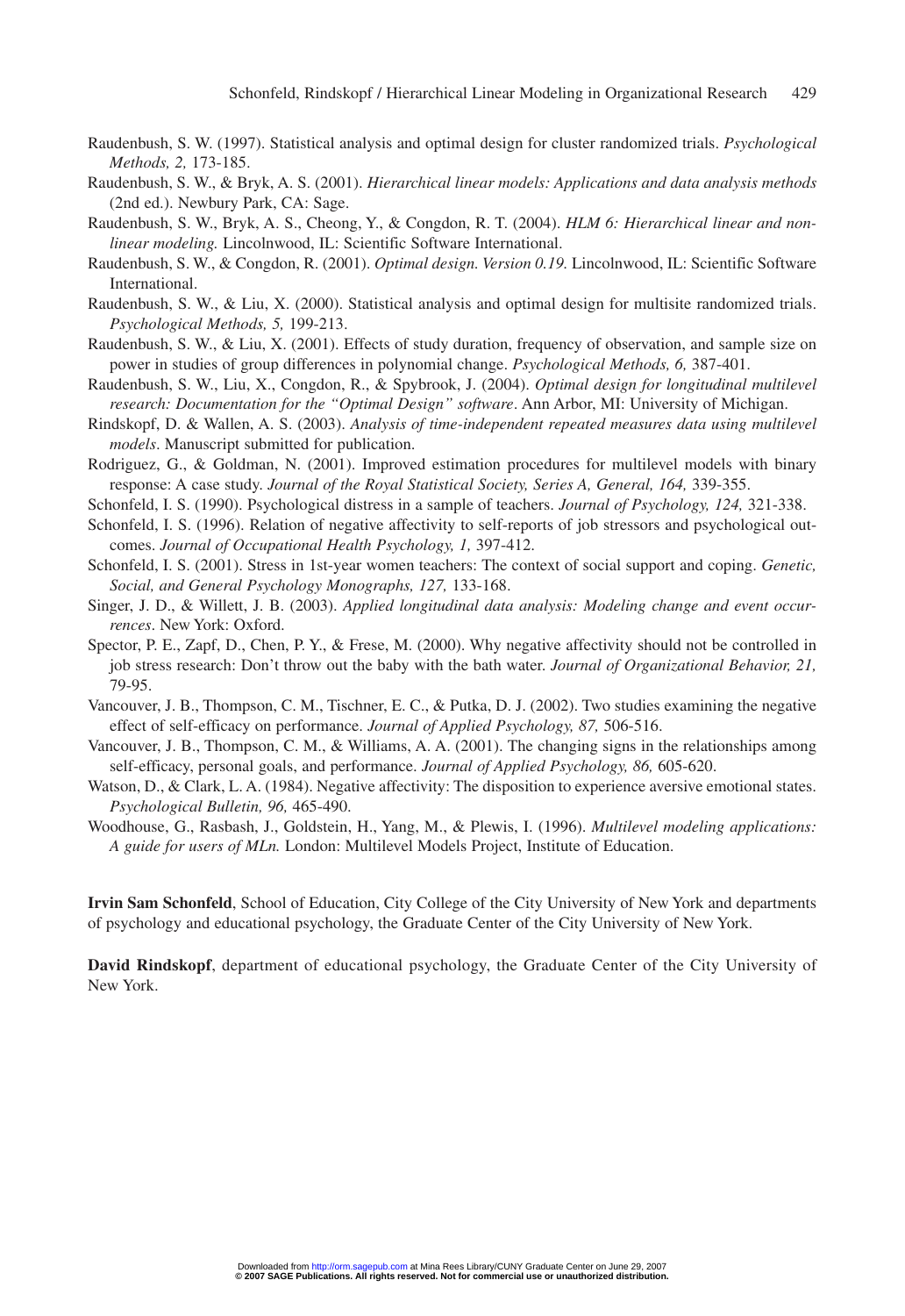Raudenbush, S. W. (1997). Statistical analysis and optimal design for cluster randomized trials. *Psychological Methods, 2,* 173-185.

Raudenbush, S. W., & Bryk, A. S. (2001). *Hierarchical linear models: Applications and data analysis methods* (2nd ed.). Newbury Park, CA: Sage.

Raudenbush, S. W., Bryk, A. S., Cheong, Y., & Congdon, R. T. (2004). *HLM 6: Hierarchical linear and nonlinear modeling.* Lincolnwood, IL: Scientific Software International.

Raudenbush, S. W., & Congdon, R. (2001). *Optimal design. Version 0.19.* Lincolnwood, IL: Scientific Software International.

Raudenbush, S. W., & Liu, X. (2000). Statistical analysis and optimal design for multisite randomized trials. *Psychological Methods, 5,* 199-213.

Raudenbush, S. W., & Liu, X. (2001). Effects of study duration, frequency of observation, and sample size on power in studies of group differences in polynomial change. *Psychological Methods, 6,* 387-401.

Raudenbush, S. W., Liu, X., Congdon, R., & Spybrook, J. (2004). *Optimal design for longitudinal multilevel research: Documentation for the "Optimal Design" software*. Ann Arbor, MI: University of Michigan.

Rindskopf, D. & Wallen, A. S. (2003). *Analysis of time-independent repeated measures data using multilevel models*. Manuscript submitted for publication.

Rodriguez, G., & Goldman, N. (2001). Improved estimation procedures for multilevel models with binary response: A case study. *Journal of the Royal Statistical Society, Series A, General, 164,* 339-355.

Schonfeld, I. S. (1990). Psychological distress in a sample of teachers. *Journal of Psychology, 124,* 321-338.

Schonfeld, I. S. (1996). Relation of negative affectivity to self-reports of job stressors and psychological outcomes. *Journal of Occupational Health Psychology, 1,* 397-412.

Schonfeld, I. S. (2001). Stress in 1st-year women teachers: The context of social support and coping. *Genetic, Social, and General Psychology Monographs, 127,* 133-168.

Singer, J. D., & Willett, J. B. (2003). *Applied longitudinal data analysis: Modeling change and event occurrences*. New York: Oxford.

Spector, P. E., Zapf, D., Chen, P. Y., & Frese, M. (2000). Why negative affectivity should not be controlled in job stress research: Don't throw out the baby with the bath water. *Journal of Organizational Behavior, 21,* 79-95.

Vancouver, J. B., Thompson, C. M., Tischner, E. C., & Putka, D. J. (2002). Two studies examining the negative effect of self-efficacy on performance. *Journal of Applied Psychology, 87,* 506-516.

Vancouver, J. B., Thompson, C. M., & Williams, A. A. (2001). The changing signs in the relationships among self-efficacy, personal goals, and performance. *Journal of Applied Psychology, 86,* 605-620.

Watson, D., & Clark, L. A. (1984). Negative affectivity: The disposition to experience aversive emotional states. *Psychological Bulletin, 96,* 465-490.

Woodhouse, G., Rasbash, J., Goldstein, H., Yang, M., & Plewis, I. (1996). *Multilevel modeling applications: A guide for users of MLn.* London: Multilevel Models Project, Institute of Education.

**Irvin Sam Schonfeld**, School of Education, City College of the City University of New York and departments of psychology and educational psychology, the Graduate Center of the City University of New York.

**David Rindskopf**, department of educational psychology, the Graduate Center of the City University of New York.